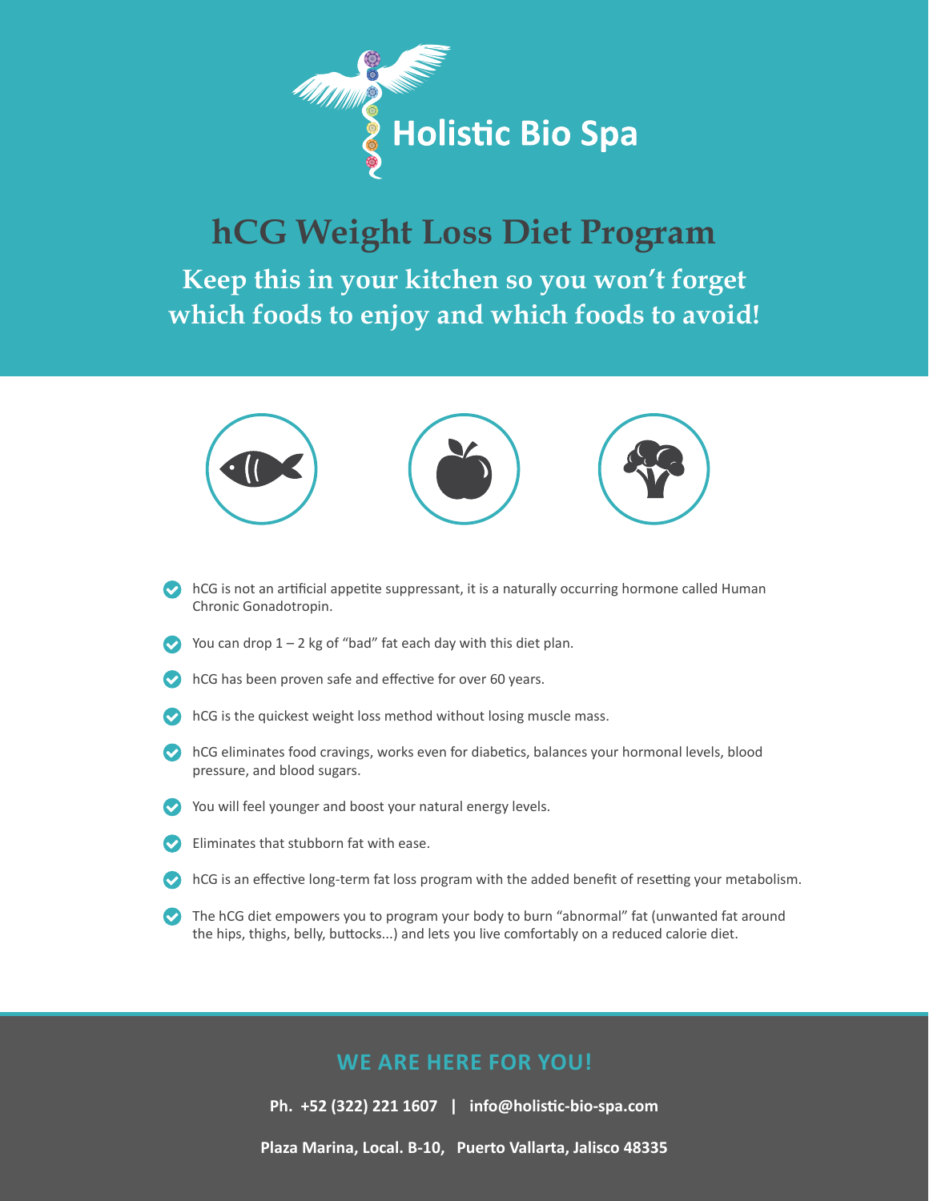# Holistic Bio Spa

## hCG Weight Loss Diet Program

**Keep this in your kitchen so you won't forget which foods to enjoy and which foods to avoid!**

- hCG is not an artificial appetite suppressant, it is a naturally occurring hormone called Human Chronic Gonadotropin.
- You can drop 1 – 2 kg of "bad" fat each day with this diet plan.
- hCG has been proven safe and effective for over 60 years.
- hCG is the quickest weight loss method without losing muscle mass.
- hCG eliminates food cravings, works even for diabetics, balances your hormonal levels, blood pressure, and blood sugars.
- You will feel younger and boost your natural energy levels.
- Eliminates that stubborn fat with ease.
- hCG is an effective long-term fat loss program with the added benefit of resetting your metabolism.
- The hCG diet empowers you to program your body to burn "abnormal" fat (unwanted fat around the hips, thighs, belly, buttocks...) and lets you live comfortably on a reduced calorie diet.

### WE ARE HERE FOR YOU!

**Ph. +52 (322) 221 1607 | info@holistic-bio-spa.com**

**Plaza Marina, Local. B-10, Puerto Vallarta, Jalisco 48335**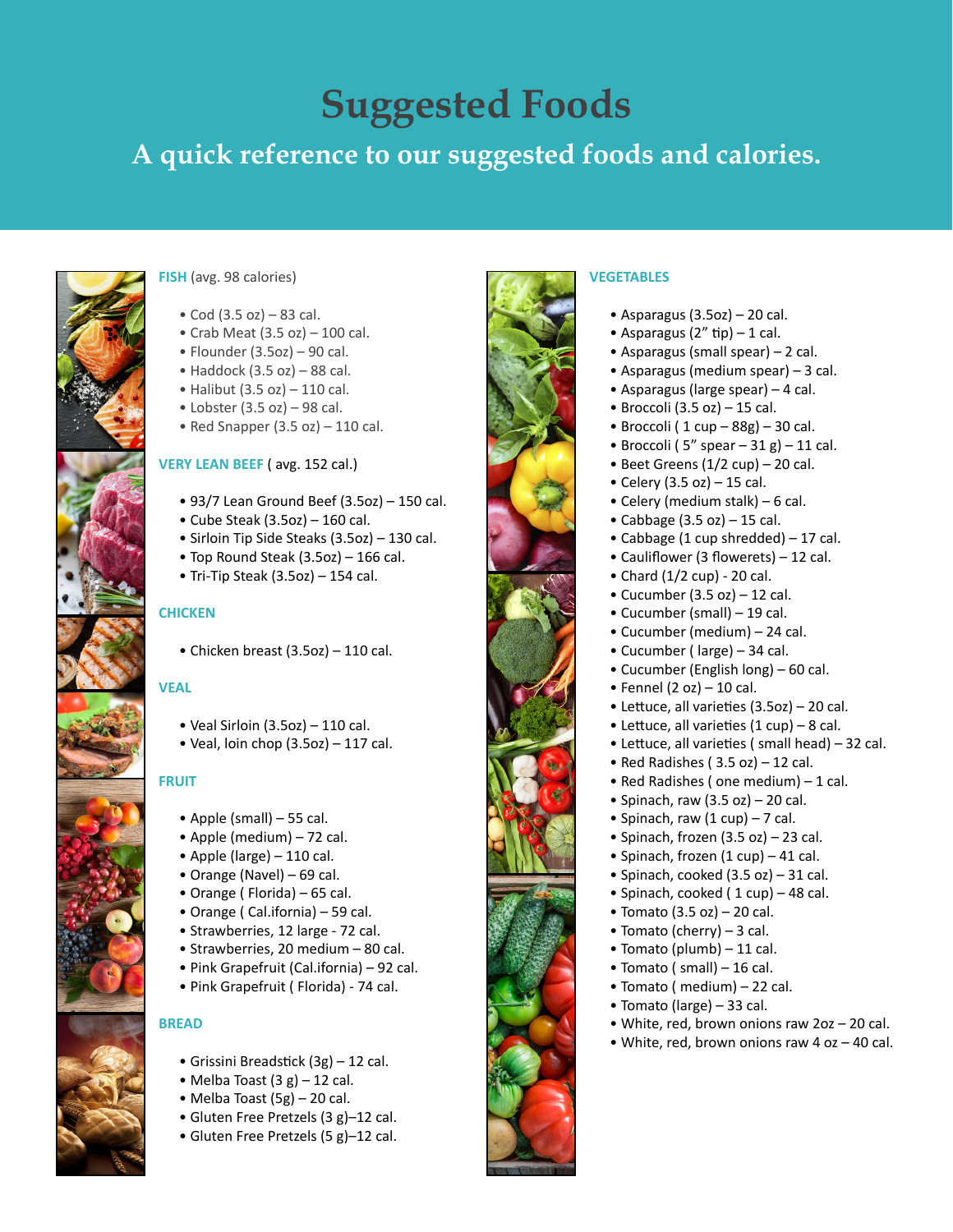# Suggested Foods

## A quick reference to our suggested foods and calories.

### FISH (avg. 98 calories)

- Cod (3.5 oz) – 83 cal.
- Crab Meat (3.5 oz) – 100 cal.
- Flounder (3.5oz) – 90 cal.
- Haddock (3.5 oz) – 88 cal.
- Halibut (3.5 oz) – 110 cal.
- Lobster (3.5 oz) – 98 cal.
- Red Snapper (3.5 oz) – 110 cal.

### VERY LEAN BEEF ( avg. 152 cal.)

- 93/7 Lean Ground Beef (3.5oz) – 150 cal.
- Cube Steak (3.5oz) – 160 cal.
- Sirloin Tip Side Steaks (3.5oz) – 130 cal.
- Top Round Steak (3.5oz) – 166 cal.
- Tri-Tip Steak (3.5oz) – 154 cal.

### CHICKEN

- Chicken breast (3.5oz) – 110 cal.

### VEAL

- Veal Sirloin (3.5oz) – 110 cal.
- Veal, loin chop (3.5oz) – 117 cal.

### FRUIT

- Apple (small) – 55 cal.
- Apple (medium) – 72 cal.
- Apple (large) – 110 cal.
- Orange (Navel) – 69 cal.
- Orange ( Florida) – 65 cal.
- Orange ( Cal.ifornia) – 59 cal.
- Strawberries, 12 large - 72 cal.
- Strawberries, 20 medium – 80 cal.
- Pink Grapefruit (Cal.ifornia) – 92 cal.
- Pink Grapefruit ( Florida) - 74 cal.

### BREAD

- Grissini Breadstick (3g) – 12 cal.
- Melba Toast (3 g) – 12 cal.
- Melba Toast (5g) – 20 cal.
- Gluten Free Pretzels (3 g)–12 cal.
- Gluten Free Pretzels (5 g)–12 cal.

### VEGETABLES

- Asparagus (3.5oz) – 20 cal.
- Asparagus (2" tip) – 1 cal.
- Asparagus (small spear) – 2 cal.
- Asparagus (medium spear) – 3 cal.
- Asparagus (large spear) – 4 cal.
- Broccoli (3.5 oz) – 15 cal.
- Broccoli ( 1 cup – 88g) – 30 cal.
- Broccoli ( 5" spear – 31 g) – 11 cal.
- Beet Greens (1/2 cup) – 20 cal.
- Celery (3.5 oz) – 15 cal.
- Celery (medium stalk) – 6 cal.
- Cabbage (3.5 oz) – 15 cal.
- Cabbage (1 cup shredded) – 17 cal.
- Cauliflower (3 flowerets) – 12 cal.
- Chard (1/2 cup) - 20 cal.
- Cucumber (3.5 oz) – 12 cal.
- Cucumber (small) – 19 cal.
- Cucumber (medium) – 24 cal.
- Cucumber ( large) – 34 cal.
- Cucumber (English long) – 60 cal.
- Fennel (2 oz) – 10 cal.
- Lettuce, all varieties (3.5oz) – 20 cal.
- Lettuce, all varieties (1 cup) – 8 cal.
- Lettuce, all varieties ( small head) – 32 cal.
- Red Radishes ( 3.5 oz) – 12 cal.
- Red Radishes ( one medium) – 1 cal.
- Spinach, raw (3.5 oz) – 20 cal.
- Spinach, raw (1 cup) – 7 cal.
- Spinach, frozen (3.5 oz) – 23 cal.
- Spinach, frozen (1 cup) – 41 cal.
- Spinach, cooked (3.5 oz) – 31 cal.
- Spinach, cooked ( 1 cup) – 48 cal.
- Tomato (3.5 oz) – 20 cal.
- Tomato (cherry) – 3 cal.
- Tomato (plumb) – 11 cal.
- Tomato ( small) – 16 cal.
- Tomato ( medium) – 22 cal.
- Tomato (large) – 33 cal.
- White, red, brown onions raw 2oz – 20 cal.
- White, red, brown onions raw 4 oz – 40 cal.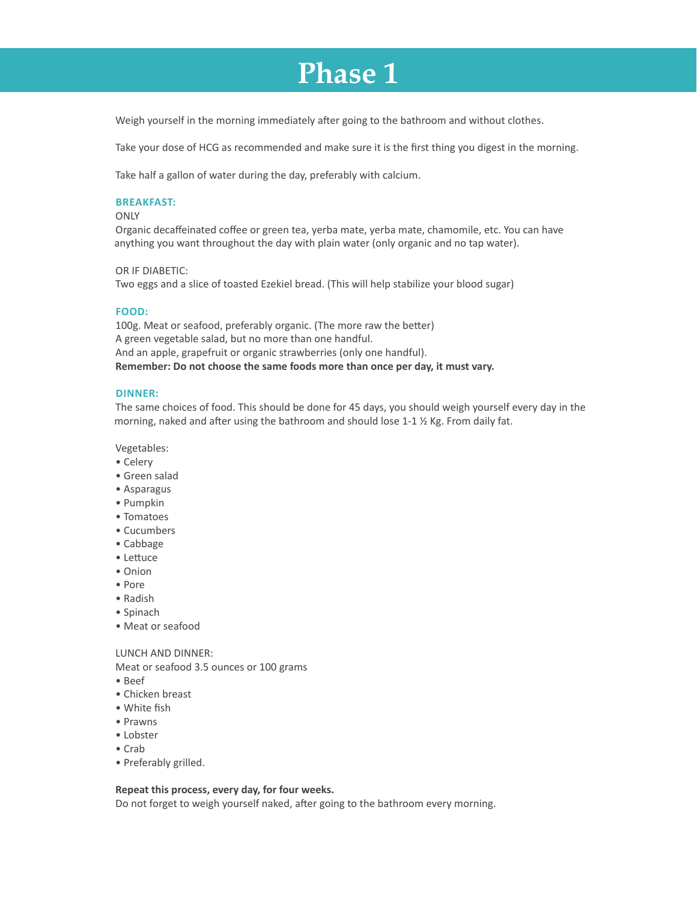# Phase 1

Weigh yourself in the morning immediately after going to the bathroom and without clothes.

Take your dose of HCG as recommended and make sure it is the first thing you digest in the morning.

Take half a gallon of water during the day, preferably with calcium.

**BREAKFAST:**

ONLY
Organic decaffeinated coffee or green tea, yerba mate, yerba mate, chamomile, etc. You can have anything you want throughout the day with plain water (only organic and no tap water).

OR IF DIABETIC:
Two eggs and a slice of toasted Ezekiel bread. (This will help stabilize your blood sugar)

**FOOD:**

100g. Meat or seafood, preferably organic. (The more raw the better)
A green vegetable salad, but no more than one handful.
And an apple, grapefruit or organic strawberries (only one handful).
**Remember: Do not choose the same foods more than once per day, it must vary.**

**DINNER:**

The same choices of food. This should be done for 45 days, you should weigh yourself every day in the morning, naked and after using the bathroom and should lose 1-1 ½ Kg. From daily fat.

Vegetables:

- Celery
- Green salad
- Asparagus
- Pumpkin
- Tomatoes
- Cucumbers
- Cabbage
- Lettuce
- Onion
- Pore
- Radish
- Spinach
- Meat or seafood

LUNCH AND DINNER:
Meat or seafood 3.5 ounces or 100 grams

- Beef
- Chicken breast
- White fish
- Prawns
- Lobster
- Crab
- Preferably grilled.

**Repeat this process, every day, for four weeks.**
Do not forget to weigh yourself naked, after going to the bathroom every morning.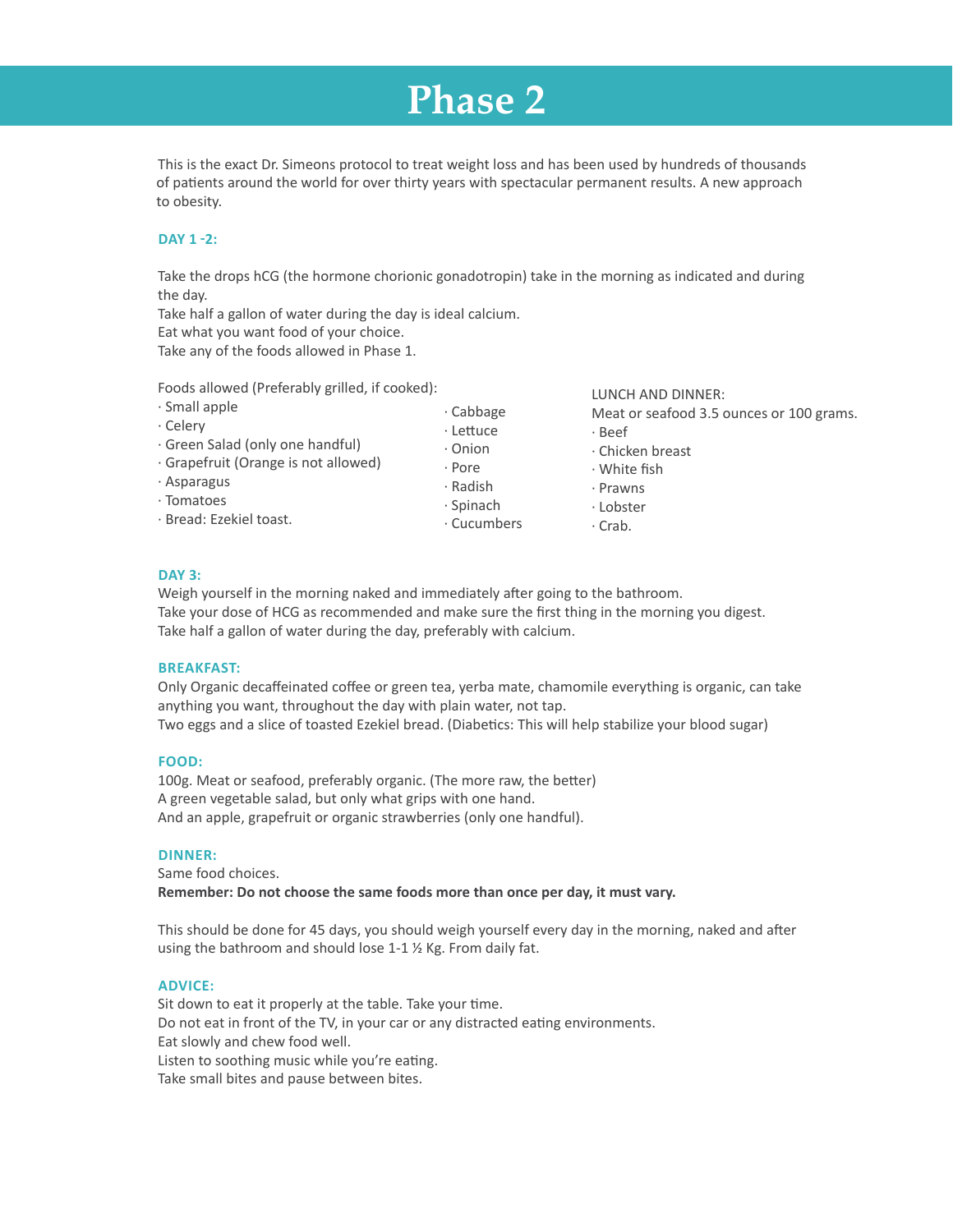# Phase 2

This is the exact Dr. Simeons protocol to treat weight loss and has been used by hundreds of thousands of patients around the world for over thirty years with spectacular permanent results. A new approach to obesity.

**DAY 1 -2:**

Take the drops hCG (the hormone chorionic gonadotropin) take in the morning as indicated and during the day.
Take half a gallon of water during the day is ideal calcium.
Eat what you want food of your choice.
Take any of the foods allowed in Phase 1.

Foods allowed (Preferably grilled, if cooked):

- Small apple
- Celery
- Green Salad (only one handful)
- Grapefruit (Orange is not allowed)
- Asparagus
- Tomatoes
- Bread: Ezekiel toast.
- Cabbage
- Lettuce
- Onion
- Pore
- Radish
- Spinach
- Cucumbers

LUNCH AND DINNER:
Meat or seafood 3.5 ounces or 100 grams.

- Beef
- Chicken breast
- White fish
- Prawns
- Lobster
- Crab.

**DAY 3:**
Weigh yourself in the morning naked and immediately after going to the bathroom.
Take your dose of HCG as recommended and make sure the first thing in the morning you digest.
Take half a gallon of water during the day, preferably with calcium.

**BREAKFAST:**
Only Organic decaffeinated coffee or green tea, yerba mate, chamomile everything is organic, can take anything you want, throughout the day with plain water, not tap.
Two eggs and a slice of toasted Ezekiel bread. (Diabetics: This will help stabilize your blood sugar)

**FOOD:**
100g. Meat or seafood, preferably organic. (The more raw, the better)
A green vegetable salad, but only what grips with one hand.
And an apple, grapefruit or organic strawberries (only one handful).

**DINNER:**
Same food choices.
**Remember: Do not choose the same foods more than once per day, it must vary.**

This should be done for 45 days, you should weigh yourself every day in the morning, naked and after using the bathroom and should lose 1-1 ½ Kg. From daily fat.

**ADVICE:**
Sit down to eat it properly at the table. Take your time.
Do not eat in front of the TV, in your car or any distracted eating environments.
Eat slowly and chew food well.
Listen to soothing music while you're eating.
Take small bites and pause between bites.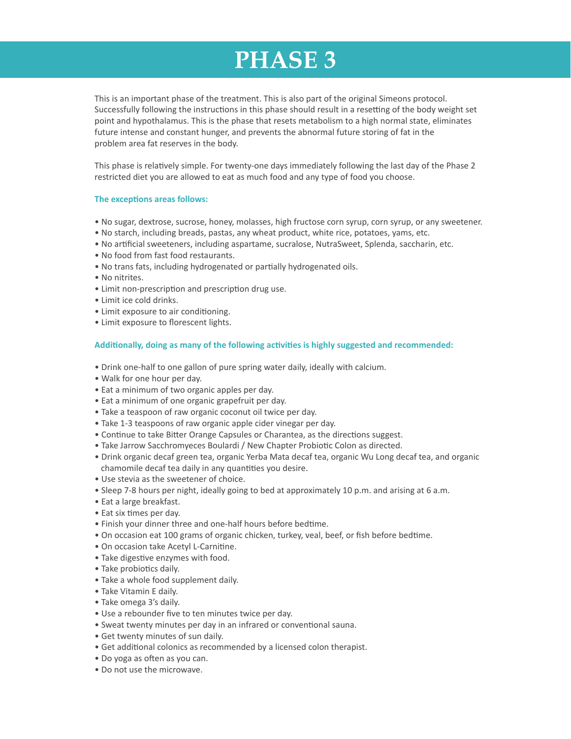# PHASE 3

This is an important phase of the treatment. This is also part of the original Simeons protocol. Successfully following the instructions in this phase should result in a resetting of the body weight set point and hypothalamus. This is the phase that resets metabolism to a high normal state, eliminates future intense and constant hunger, and prevents the abnormal future storing of fat in the problem area fat reserves in the body.

This phase is relatively simple. For twenty-one days immediately following the last day of the Phase 2 restricted diet you are allowed to eat as much food and any type of food you choose.

**The exceptions areas follows:**

- No sugar, dextrose, sucrose, honey, molasses, high fructose corn syrup, corn syrup, or any sweetener.
- No starch, including breads, pastas, any wheat product, white rice, potatoes, yams, etc.
- No artificial sweeteners, including aspartame, sucralose, NutraSweet, Splenda, saccharin, etc.
- No food from fast food restaurants.
- No trans fats, including hydrogenated or partially hydrogenated oils.
- No nitrites.
- Limit non-prescription and prescription drug use.
- Limit ice cold drinks.
- Limit exposure to air conditioning.
- Limit exposure to florescent lights.

**Additionally, doing as many of the following activities is highly suggested and recommended:**

- Drink one-half to one gallon of pure spring water daily, ideally with calcium.
- Walk for one hour per day.
- Eat a minimum of two organic apples per day.
- Eat a minimum of one organic grapefruit per day.
- Take a teaspoon of raw organic coconut oil twice per day.
- Take 1-3 teaspoons of raw organic apple cider vinegar per day.
- Continue to take Bitter Orange Capsules or Charantea, as the directions suggest.
- Take Jarrow Sacchromyeces Boulardi / New Chapter Probiotic Colon as directed.
- Drink organic decaf green tea, organic Yerba Mata decaf tea, organic Wu Long decaf tea, and organic chamomile decaf tea daily in any quantities you desire.
- Use stevia as the sweetener of choice.
- Sleep 7-8 hours per night, ideally going to bed at approximately 10 p.m. and arising at 6 a.m.
- Eat a large breakfast.
- Eat six times per day.
- Finish your dinner three and one-half hours before bedtime.
- On occasion eat 100 grams of organic chicken, turkey, veal, beef, or fish before bedtime.
- On occasion take Acetyl L-Carnitine.
- Take digestive enzymes with food.
- Take probiotics daily.
- Take a whole food supplement daily.
- Take Vitamin E daily.
- Take omega 3's daily.
- Use a rebounder five to ten minutes twice per day.
- Sweat twenty minutes per day in an infrared or conventional sauna.
- Get twenty minutes of sun daily.
- Get additional colonics as recommended by a licensed colon therapist.
- Do yoga as often as you can.
- Do not use the microwave.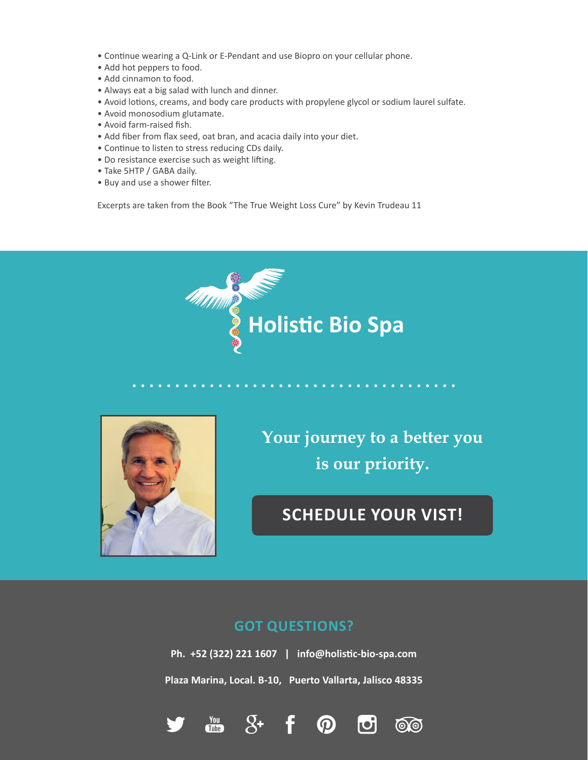- Continue wearing a Q-Link or E-Pendant and use Biopro on your cellular phone.
- Add hot peppers to food.
- Add cinnamon to food.
- Always eat a big salad with lunch and dinner.
- Avoid lotions, creams, and body care products with propylene glycol or sodium laurel sulfate.
- Avoid monosodium glutamate.
- Avoid farm-raised fish.
- Add fiber from flax seed, oat bran, and acacia daily into your diet.
- Continue to listen to stress reducing CDs daily.
- Do resistance exercise such as weight lifting.
- Take 5HTP / GABA daily.
- Buy and use a shower filter.

Excerpts are taken from the Book "The True Weight Loss Cure" by Kevin Trudeau 11

**Holistic Bio Spa**

Your journey to a better you is our priority.

**SCHEDULE YOUR VIST!**

## GOT QUESTIONS?

**Ph. +52 (322) 221 1607 | info@holistic-bio-spa.com**

**Plaza Marina, Local. B-10, Puerto Vallarta, Jalisco 48335**